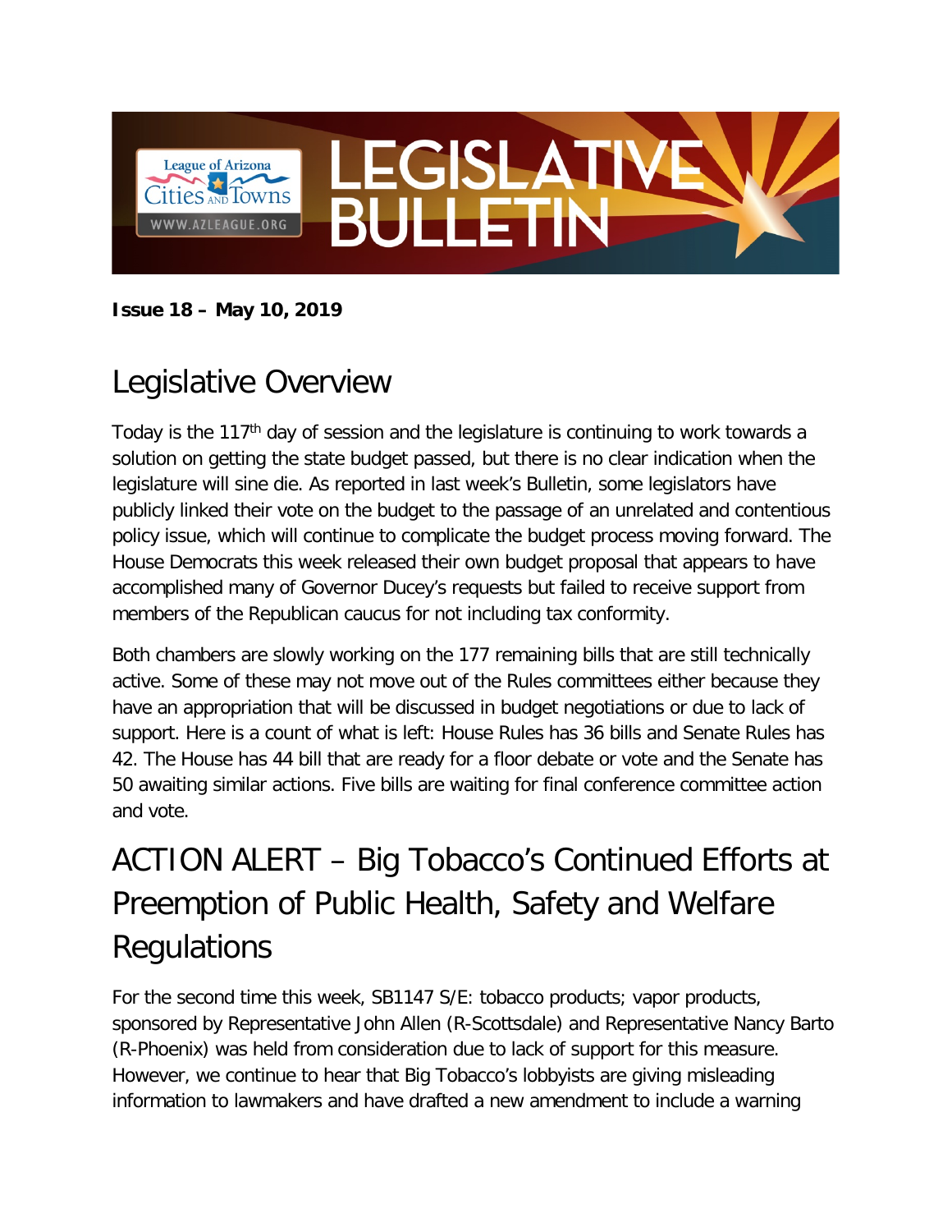# LEGISLATIVE BULLETIN

League of Arizona Cities and Towns
WWW.AZLEAGUE.ORG

**Issue 18 – May 10, 2019**

## Legislative Overview

Today is the 117th day of session and the legislature is continuing to work towards a solution on getting the state budget passed, but there is no clear indication when the legislature will sine die. As reported in last week's Bulletin, some legislators have publicly linked their vote on the budget to the passage of an unrelated and contentious policy issue, which will continue to complicate the budget process moving forward. The House Democrats this week released their own budget proposal that appears to have accomplished many of Governor Ducey's requests but failed to receive support from members of the Republican caucus for not including tax conformity.

Both chambers are slowly working on the 177 remaining bills that are still technically active. Some of these may not move out of the Rules committees either because they have an appropriation that will be discussed in budget negotiations or due to lack of support. Here is a count of what is left: House Rules has 36 bills and Senate Rules has 42. The House has 44 bill that are ready for a floor debate or vote and the Senate has 50 awaiting similar actions. Five bills are waiting for final conference committee action and vote.

## ACTION ALERT – Big Tobacco's Continued Efforts at Preemption of Public Health, Safety and Welfare Regulations

For the second time this week, SB1147 S/E: tobacco products; vapor products, sponsored by Representative John Allen (R-Scottsdale) and Representative Nancy Barto (R-Phoenix) was held from consideration due to lack of support for this measure. However, we continue to hear that Big Tobacco's lobbyists are giving misleading information to lawmakers and have drafted a new amendment to include a warning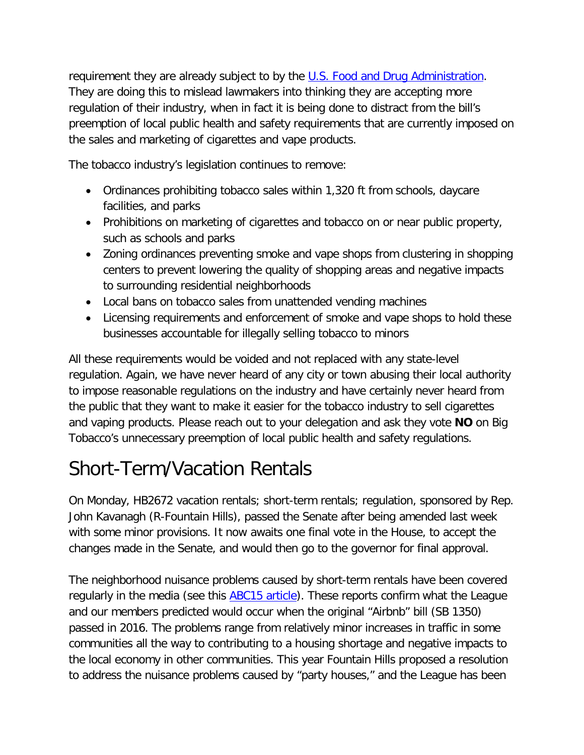requirement they are already subject to by the [U.S. Food and Drug Administration](). They are doing this to mislead lawmakers into thinking they are accepting more regulation of their industry, when in fact it is being done to distract from the bill's preemption of local public health and safety requirements that are currently imposed on the sales and marketing of cigarettes and vape products.

The tobacco industry's legislation continues to remove:

- Ordinances prohibiting tobacco sales within 1,320 ft from schools, daycare facilities, and parks
- Prohibitions on marketing of cigarettes and tobacco on or near public property, such as schools and parks
- Zoning ordinances preventing smoke and vape shops from clustering in shopping centers to prevent lowering the quality of shopping areas and negative impacts to surrounding residential neighborhoods
- Local bans on tobacco sales from unattended vending machines
- Licensing requirements and enforcement of smoke and vape shops to hold these businesses accountable for illegally selling tobacco to minors

All these requirements would be voided and not replaced with any state-level regulation. Again, we have never heard of any city or town abusing their local authority to impose reasonable regulations on the industry and have certainly never heard from the public that they want to make it easier for the tobacco industry to sell cigarettes and vaping products. Please reach out to your delegation and ask they vote **NO** on Big Tobacco's unnecessary preemption of local public health and safety regulations.

# Short-Term/Vacation Rentals

On Monday, HB2672 vacation rentals; short-term rentals; regulation, sponsored by Rep. John Kavanagh (R-Fountain Hills), passed the Senate after being amended last week with some minor provisions. It now awaits one final vote in the House, to accept the changes made in the Senate, and would then go to the governor for final approval.

The neighborhood nuisance problems caused by short-term rentals have been covered regularly in the media (see this [ABC15 article]()). These reports confirm what the League and our members predicted would occur when the original "Airbnb" bill (SB 1350) passed in 2016. The problems range from relatively minor increases in traffic in some communities all the way to contributing to a housing shortage and negative impacts to the local economy in other communities. This year Fountain Hills proposed a resolution to address the nuisance problems caused by "party houses," and the League has been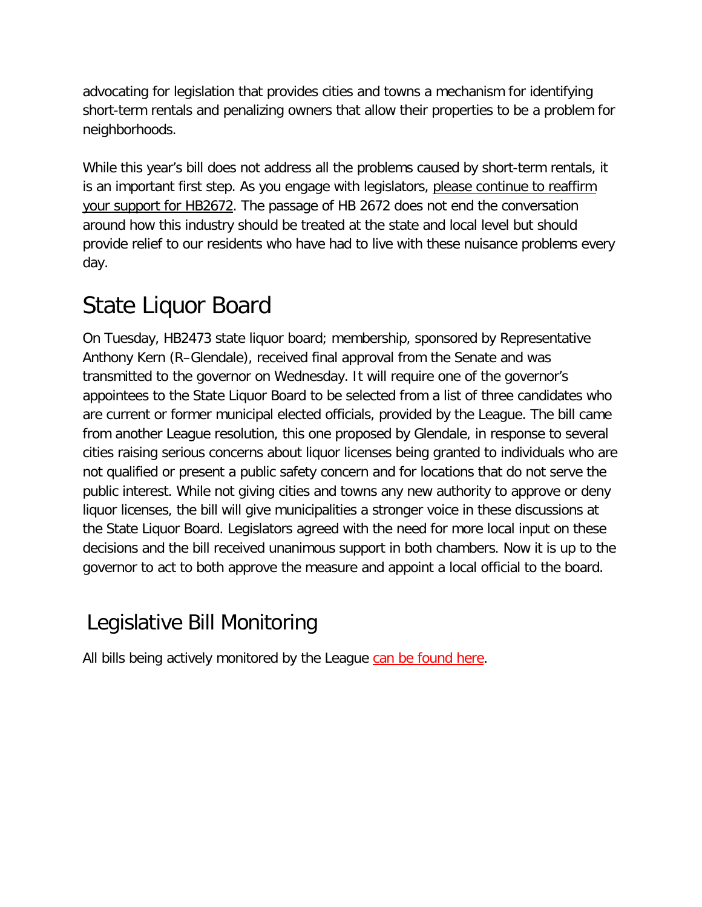advocating for legislation that provides cities and towns a mechanism for identifying short-term rentals and penalizing owners that allow their properties to be a problem for neighborhoods.

While this year's bill does not address all the problems caused by short-term rentals, it is an important first step. As you engage with legislators, please continue to reaffirm your support for HB2672. The passage of HB 2672 does not end the conversation around how this industry should be treated at the state and local level but should provide relief to our residents who have had to live with these nuisance problems every day.

## State Liquor Board

On Tuesday, HB2473 state liquor board; membership, sponsored by Representative Anthony Kern (R–Glendale), received final approval from the Senate and was transmitted to the governor on Wednesday. It will require one of the governor's appointees to the State Liquor Board to be selected from a list of three candidates who are current or former municipal elected officials, provided by the League. The bill came from another League resolution, this one proposed by Glendale, in response to several cities raising serious concerns about liquor licenses being granted to individuals who are not qualified or present a public safety concern and for locations that do not serve the public interest. While not giving cities and towns any new authority to approve or deny liquor licenses, the bill will give municipalities a stronger voice in these discussions at the State Liquor Board. Legislators agreed with the need for more local input on these decisions and the bill received unanimous support in both chambers. Now it is up to the governor to act to both approve the measure and appoint a local official to the board.

## Legislative Bill Monitoring

All bills being actively monitored by the League can be found here.